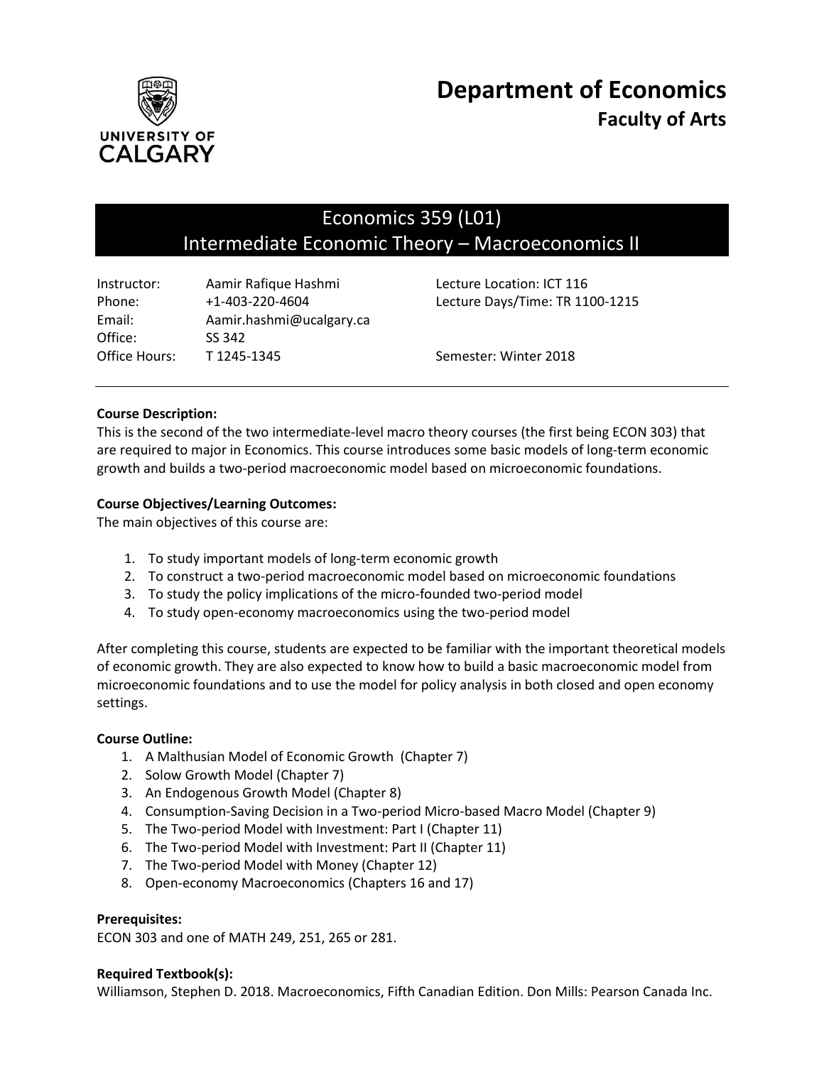# Department of Economics

## Faculty of Arts

UNIVERSITY OF CALGARY

## Economics 359 (L01)
## Intermediate Economic Theory – Macroeconomics II

| | | | |
|---|---|---|---|
| Instructor: | Aamir Rafique Hashmi | Lecture Location: ICT 116 | |
| Phone: | +1-403-220-4604 | Lecture Days/Time: TR 1100-1215 | |
| Email: | Aamir.hashmi@ucalgary.ca | | |
| Office: | SS 342 | | |
| Office Hours: | T 1245-1345 | Semester: Winter 2018 | |

**Course Description:**

This is the second of the two intermediate-level macro theory courses (the first being ECON 303) that are required to major in Economics. This course introduces some basic models of long-term economic growth and builds a two-period macroeconomic model based on microeconomic foundations.

**Course Objectives/Learning Outcomes:**

The main objectives of this course are:

1. To study important models of long-term economic growth
2. To construct a two-period macroeconomic model based on microeconomic foundations
3. To study the policy implications of the micro-founded two-period model
4. To study open-economy macroeconomics using the two-period model

After completing this course, students are expected to be familiar with the important theoretical models of economic growth. They are also expected to know how to build a basic macroeconomic model from microeconomic foundations and to use the model for policy analysis in both closed and open economy settings.

**Course Outline:**

1. A Malthusian Model of Economic Growth (Chapter 7)
2. Solow Growth Model (Chapter 7)
3. An Endogenous Growth Model (Chapter 8)
4. Consumption-Saving Decision in a Two-period Micro-based Macro Model (Chapter 9)
5. The Two-period Model with Investment: Part I (Chapter 11)
6. The Two-period Model with Investment: Part II (Chapter 11)
7. The Two-period Model with Money (Chapter 12)
8. Open-economy Macroeconomics (Chapters 16 and 17)

**Prerequisites:**

ECON 303 and one of MATH 249, 251, 265 or 281.

**Required Textbook(s):**

Williamson, Stephen D. 2018. Macroeconomics, Fifth Canadian Edition. Don Mills: Pearson Canada Inc.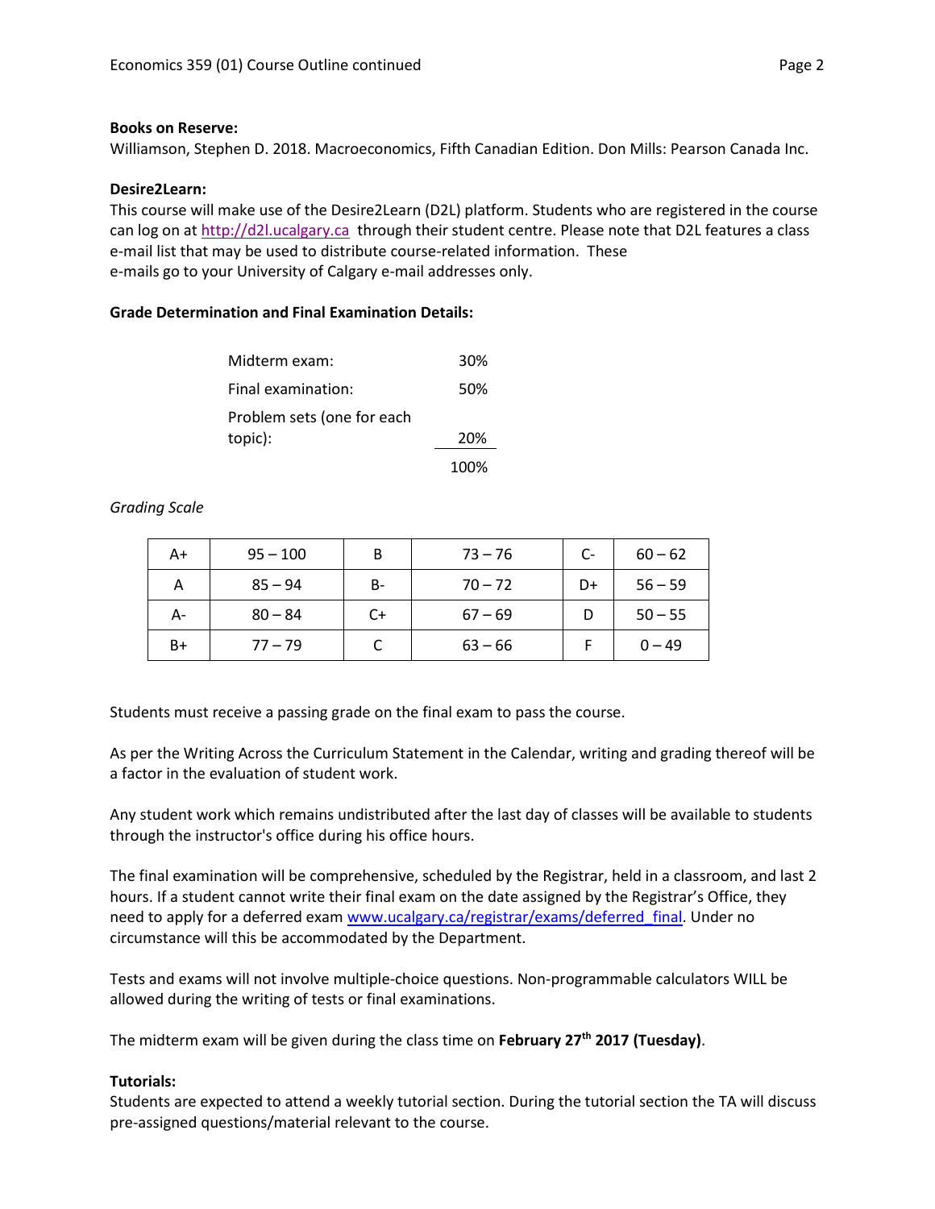**Books on Reserve:**

Williamson, Stephen D. 2018. Macroeconomics, Fifth Canadian Edition. Don Mills: Pearson Canada Inc.

**Desire2Learn:**

This course will make use of the Desire2Learn (D2L) platform. Students who are registered in the course can log on at http://d2l.ucalgary.ca through their student centre. Please note that D2L features a class e-mail list that may be used to distribute course-related information. These e-mails go to your University of Calgary e-mail addresses only.

**Grade Determination and Final Examination Details:**

| | |
|---|---|
| Midterm exam: | 30% |
| Final examination: | 50% |
| Problem sets (one for each topic): | 20% |
| | 100% |

*Grading Scale*

| | | | | | |
|---|---|---|---|---|---|
| A+ | 95 – 100 | B | 73 – 76 | C- | 60 – 62 |
| A | 85 – 94 | B- | 70 – 72 | D+ | 56 – 59 |
| A- | 80 – 84 | C+ | 67 – 69 | D | 50 – 55 |
| B+ | 77 – 79 | C | 63 – 66 | F | 0 – 49 |

Students must receive a passing grade on the final exam to pass the course.

As per the Writing Across the Curriculum Statement in the Calendar, writing and grading thereof will be a factor in the evaluation of student work.

Any student work which remains undistributed after the last day of classes will be available to students through the instructor's office during his office hours.

The final examination will be comprehensive, scheduled by the Registrar, held in a classroom, and last 2 hours. If a student cannot write their final exam on the date assigned by the Registrar's Office, they need to apply for a deferred exam www.ucalgary.ca/registrar/exams/deferred_final. Under no circumstance will this be accommodated by the Department.

Tests and exams will not involve multiple-choice questions. Non-programmable calculators WILL be allowed during the writing of tests or final examinations.

The midterm exam will be given during the class time on **February 27th 2017 (Tuesday)**.

**Tutorials:**

Students are expected to attend a weekly tutorial section. During the tutorial section the TA will discuss pre-assigned questions/material relevant to the course.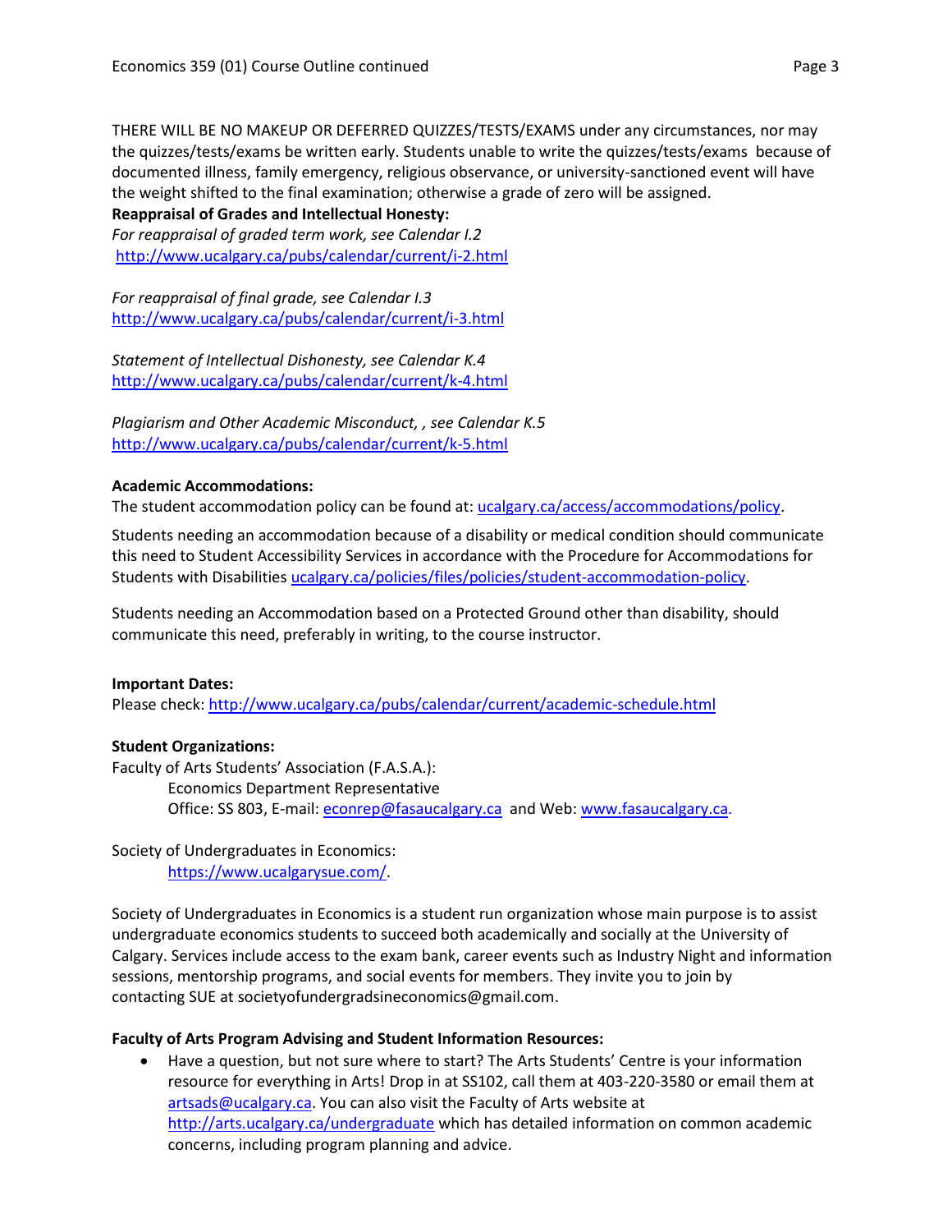THERE WILL BE NO MAKEUP OR DEFERRED QUIZZES/TESTS/EXAMS under any circumstances, nor may the quizzes/tests/exams be written early. Students unable to write the quizzes/tests/exams because of documented illness, family emergency, religious observance, or university-sanctioned event will have the weight shifted to the final examination; otherwise a grade of zero will be assigned.

**Reappraisal of Grades and Intellectual Honesty:**

*For reappraisal of graded term work, see Calendar I.2*
http://www.ucalgary.ca/pubs/calendar/current/i-2.html

*For reappraisal of final grade, see Calendar I.3*
http://www.ucalgary.ca/pubs/calendar/current/i-3.html

*Statement of Intellectual Dishonesty, see Calendar K.4*
http://www.ucalgary.ca/pubs/calendar/current/k-4.html

*Plagiarism and Other Academic Misconduct, , see Calendar K.5*
http://www.ucalgary.ca/pubs/calendar/current/k-5.html

**Academic Accommodations:**

The student accommodation policy can be found at: ucalgary.ca/access/accommodations/policy.

Students needing an accommodation because of a disability or medical condition should communicate this need to Student Accessibility Services in accordance with the Procedure for Accommodations for Students with Disabilities ucalgary.ca/policies/files/policies/student-accommodation-policy.

Students needing an Accommodation based on a Protected Ground other than disability, should communicate this need, preferably in writing, to the course instructor.

**Important Dates:**

Please check: http://www.ucalgary.ca/pubs/calendar/current/academic-schedule.html

**Student Organizations:**

Faculty of Arts Students' Association (F.A.S.A.):
Economics Department Representative
Office: SS 803, E-mail: econrep@fasaucalgary.ca and Web: www.fasaucalgary.ca.

Society of Undergraduates in Economics:
https://www.ucalgarysue.com/.

Society of Undergraduates in Economics is a student run organization whose main purpose is to assist undergraduate economics students to succeed both academically and socially at the University of Calgary. Services include access to the exam bank, career events such as Industry Night and information sessions, mentorship programs, and social events for members. They invite you to join by contacting SUE at societyofundergradsineconomics@gmail.com.

**Faculty of Arts Program Advising and Student Information Resources:**

- Have a question, but not sure where to start? The Arts Students' Centre is your information resource for everything in Arts! Drop in at SS102, call them at 403-220-3580 or email them at artsads@ucalgary.ca. You can also visit the Faculty of Arts website at http://arts.ucalgary.ca/undergraduate which has detailed information on common academic concerns, including program planning and advice.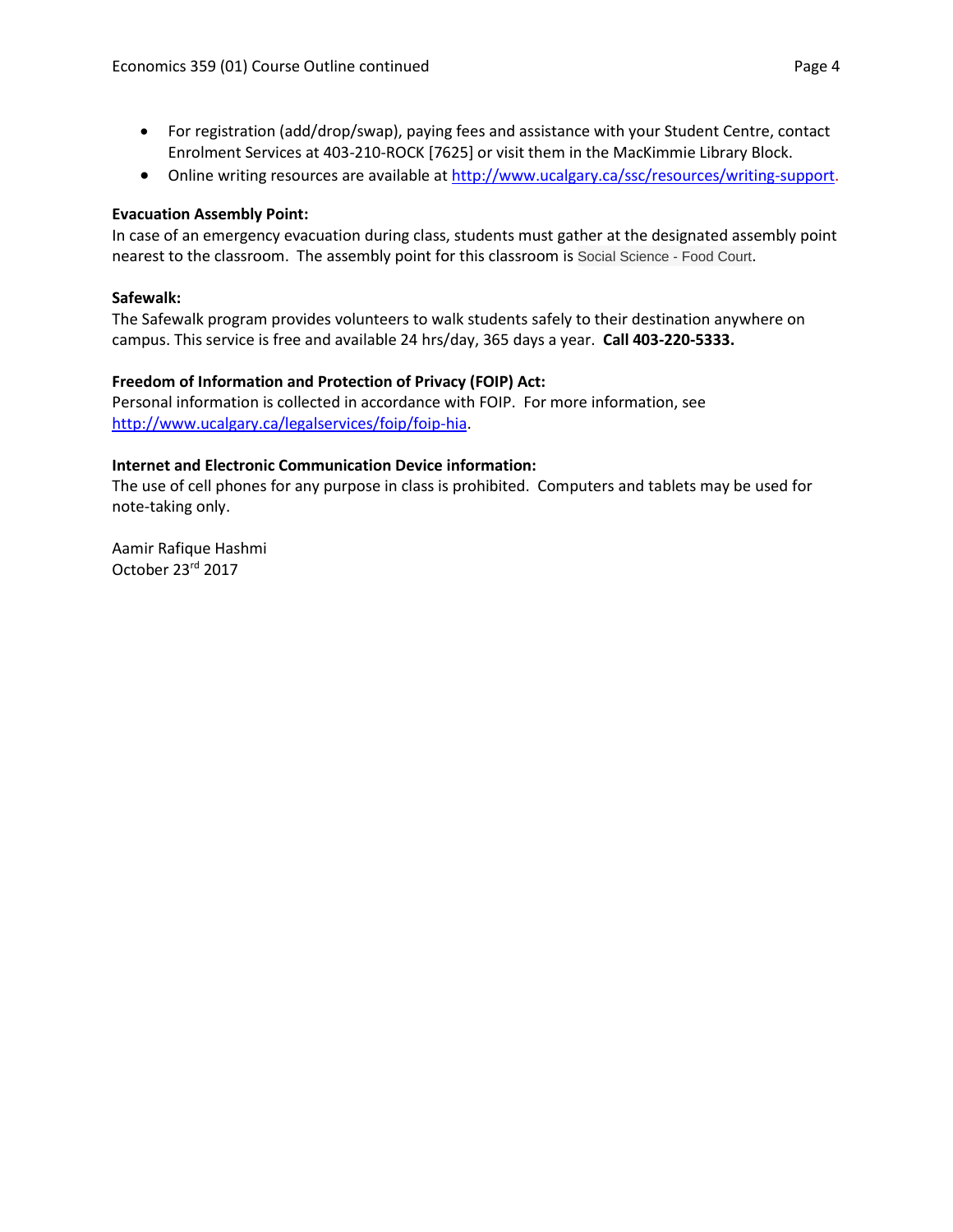- For registration (add/drop/swap), paying fees and assistance with your Student Centre, contact Enrolment Services at 403-210-ROCK [7625] or visit them in the MacKimmie Library Block.
- Online writing resources are available at http://www.ucalgary.ca/ssc/resources/writing-support.

**Evacuation Assembly Point:**
In case of an emergency evacuation during class, students must gather at the designated assembly point nearest to the classroom. The assembly point for this classroom is Social Science - Food Court.

**Safewalk:**
The Safewalk program provides volunteers to walk students safely to their destination anywhere on campus. This service is free and available 24 hrs/day, 365 days a year. **Call 403-220-5333.**

**Freedom of Information and Protection of Privacy (FOIP) Act:**
Personal information is collected in accordance with FOIP. For more information, see http://www.ucalgary.ca/legalservices/foip/foip-hia.

**Internet and Electronic Communication Device information:**
The use of cell phones for any purpose in class is prohibited. Computers and tablets may be used for note-taking only.

Aamir Rafique Hashmi
October 23rd 2017